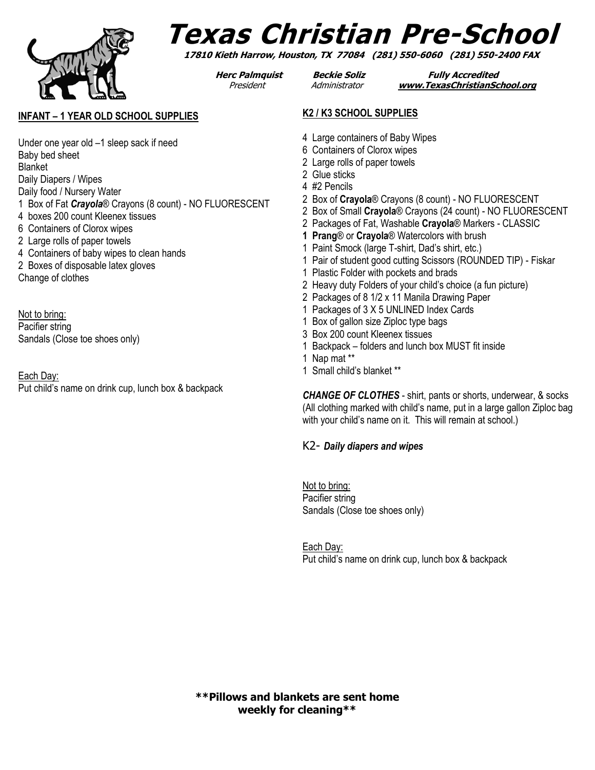# Texas Christian Pre-School

***17810 Kieth Harrow, Houston, TX 77084 (281) 550-6060 (281) 550-2400 FAX***

***Herc Palmquist*** *President* ***Beckie Soliz*** *Administrator* ***Fully Accredited*** ***www.TexasChristianSchool.org***

## INFANT – 1 YEAR OLD SCHOOL SUPPLIES

Under one year old –1 sleep sack if need
Baby bed sheet
Blanket
Daily Diapers / Wipes
Daily food / Nursery Water
1 Box of Fat ***Crayola***® Crayons (8 count) - NO FLUORESCENT
4 boxes 200 count Kleenex tissues
6 Containers of Clorox wipes
2 Large rolls of paper towels
4 Containers of baby wipes to clean hands
2 Boxes of disposable latex gloves
Change of clothes

Not to bring:
Pacifier string
Sandals (Close toe shoes only)

Each Day:
Put child's name on drink cup, lunch box & backpack

## K2 / K3 SCHOOL SUPPLIES

4 Large containers of Baby Wipes
6 Containers of Clorox wipes
2 Large rolls of paper towels
2 Glue sticks
4 #2 Pencils
2 Box of **Crayola**® Crayons (8 count) - NO FLUORESCENT
2 Box of Small **Crayola**® Crayons (24 count) - NO FLUORESCENT
2 Packages of Fat, Washable **Crayola**® Markers - CLASSIC
**1 Prang**® or **Crayola**® Watercolors with brush
1 Paint Smock (large T-shirt, Dad's shirt, etc.)
1 Pair of student good cutting Scissors (ROUNDED TIP) - Fiskar
1 Plastic Folder with pockets and brads
2 Heavy duty Folders of your child's choice (a fun picture)
2 Packages of 8 1/2 x 11 Manila Drawing Paper
1 Packages of 3 X 5 UNLINED Index Cards
1 Box of gallon size Ziploc type bags
3 Box 200 count Kleenex tissues
1 Backpack – folders and lunch box MUST fit inside
1 Nap mat **
1 Small child's blanket **

***CHANGE OF CLOTHES*** - shirt, pants or shorts, underwear, & socks (All clothing marked with child's name, put in a large gallon Ziploc bag with your child's name on it. This will remain at school.)

K2- ***Daily diapers and wipes***

Not to bring:
Pacifier string
Sandals (Close toe shoes only)

Each Day:
Put child's name on drink cup, lunch box & backpack

****Pillows and blankets are sent home weekly for cleaning****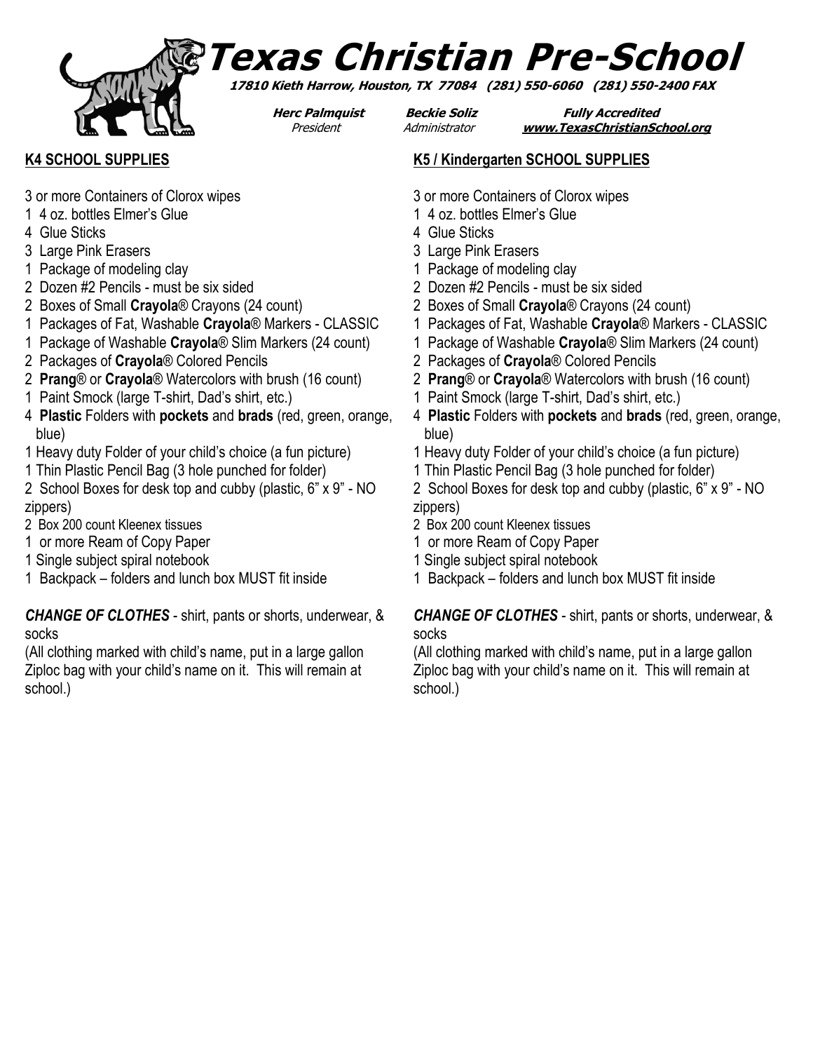# Texas Christian Pre-School

**17810 Kieth Harrow, Houston, TX 77084 (281) 550-6060 (281) 550-2400 FAX**

**Herc Palmquist** *President* | **Beckie Soliz** *Administrator* | **Fully Accredited** **www.TexasChristianSchool.org**

## K4 SCHOOL SUPPLIES

3 or more Containers of Clorox wipes
1 4 oz. bottles Elmer's Glue
4 Glue Sticks
3 Large Pink Erasers
1 Package of modeling clay
2 Dozen #2 Pencils - must be six sided
2 Boxes of Small **Crayola**® Crayons (24 count)
1 Packages of Fat, Washable **Crayola**® Markers - CLASSIC
1 Package of Washable **Crayola**® Slim Markers (24 count)
2 Packages of **Crayola**® Colored Pencils
2 **Prang**® or **Crayola**® Watercolors with brush (16 count)
1 Paint Smock (large T-shirt, Dad's shirt, etc.)
4 **Plastic** Folders with **pockets** and **brads** (red, green, orange, blue)
1 Heavy duty Folder of your child's choice (a fun picture)
1 Thin Plastic Pencil Bag (3 hole punched for folder)
2 School Boxes for desk top and cubby (plastic, 6" x 9" - NO zippers)
2 Box 200 count Kleenex tissues
1 or more Ream of Copy Paper
1 Single subject spiral notebook
1 Backpack – folders and lunch box MUST fit inside

***CHANGE OF CLOTHES*** - shirt, pants or shorts, underwear, & socks
(All clothing marked with child's name, put in a large gallon Ziploc bag with your child's name on it. This will remain at school.)

## K5 / Kindergarten SCHOOL SUPPLIES

3 or more Containers of Clorox wipes
1 4 oz. bottles Elmer's Glue
4 Glue Sticks
3 Large Pink Erasers
1 Package of modeling clay
2 Dozen #2 Pencils - must be six sided
2 Boxes of Small **Crayola**® Crayons (24 count)
1 Packages of Fat, Washable **Crayola**® Markers - CLASSIC
1 Package of Washable **Crayola**® Slim Markers (24 count)
2 Packages of **Crayola**® Colored Pencils
2 **Prang**® or **Crayola**® Watercolors with brush (16 count)
1 Paint Smock (large T-shirt, Dad's shirt, etc.)
4 **Plastic** Folders with **pockets** and **brads** (red, green, orange, blue)
1 Heavy duty Folder of your child's choice (a fun picture)
1 Thin Plastic Pencil Bag (3 hole punched for folder)
2 School Boxes for desk top and cubby (plastic, 6" x 9" - NO zippers)
2 Box 200 count Kleenex tissues
1 or more Ream of Copy Paper
1 Single subject spiral notebook
1 Backpack – folders and lunch box MUST fit inside

***CHANGE OF CLOTHES*** - shirt, pants or shorts, underwear, & socks
(All clothing marked with child's name, put in a large gallon Ziploc bag with your child's name on it. This will remain at school.)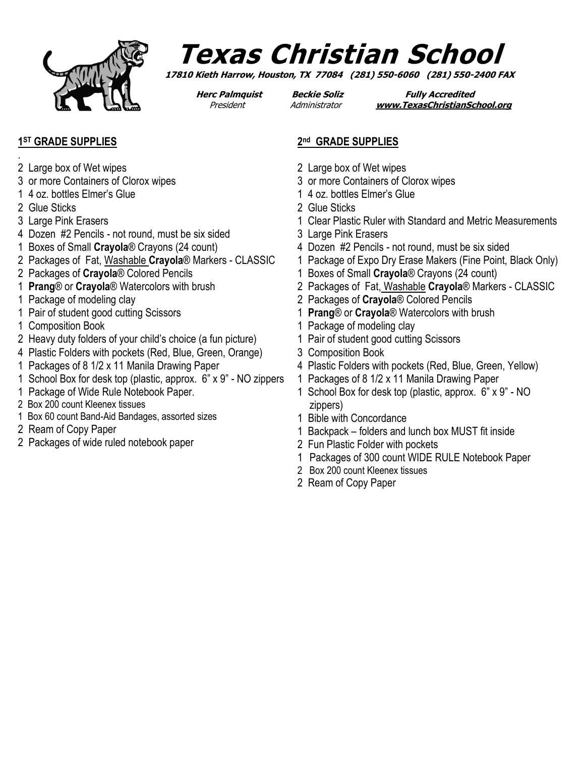# Texas Christian School

**17810 Kieth Harrow, Houston, TX 77084 (281) 550-6060 (281) 550-2400 FAX**

**Herc Palmquist** *President* | **Beckie Soliz** *Administrator* | **Fully Accredited** **www.TexasChristianSchool.org**

## 1ST GRADE SUPPLIES

.

- 2 Large box of Wet wipes
- 3 or more Containers of Clorox wipes
- 1 4 oz. bottles Elmer's Glue
- 2 Glue Sticks
- 3 Large Pink Erasers
- 4 Dozen #2 Pencils - not round, must be six sided
- 1 Boxes of Small **Crayola**® Crayons (24 count)
- 2 Packages of Fat, Washable **Crayola**® Markers - CLASSIC
- 2 Packages of **Crayola**® Colored Pencils
- 1 **Prang**® or **Crayola**® Watercolors with brush
- 1 Package of modeling clay
- 1 Pair of student good cutting Scissors
- 1 Composition Book
- 2 Heavy duty folders of your child's choice (a fun picture)
- 4 Plastic Folders with pockets (Red, Blue, Green, Orange)
- 1 Packages of 8 1/2 x 11 Manila Drawing Paper
- 1 School Box for desk top (plastic, approx. 6" x 9" - NO zippers
- 1 Package of Wide Rule Notebook Paper.
- 2 Box 200 count Kleenex tissues
- 1 Box 60 count Band-Aid Bandages, assorted sizes
- 2 Ream of Copy Paper
- 2 Packages of wide ruled notebook paper

## 2nd GRADE SUPPLIES

- 2 Large box of Wet wipes
- 3 or more Containers of Clorox wipes
- 1 4 oz. bottles Elmer's Glue
- 2 Glue Sticks
- 1 Clear Plastic Ruler with Standard and Metric Measurements
- 3 Large Pink Erasers
- 4 Dozen #2 Pencils - not round, must be six sided
- 1 Package of Expo Dry Erase Makers (Fine Point, Black Only)
- 1 Boxes of Small **Crayola**® Crayons (24 count)
- 2 Packages of Fat, Washable **Crayola**® Markers - CLASSIC
- 2 Packages of **Crayola**® Colored Pencils
- 1 **Prang**® or **Crayola**® Watercolors with brush
- 1 Package of modeling clay
- 1 Pair of student good cutting Scissors
- 3 Composition Book
- 4 Plastic Folders with pockets (Red, Blue, Green, Yellow)
- 1 Packages of 8 1/2 x 11 Manila Drawing Paper
- 1 School Box for desk top (plastic, approx. 6" x 9" - NO zippers)
- 1 Bible with Concordance
- 1 Backpack – folders and lunch box MUST fit inside
- 2 Fun Plastic Folder with pockets
- 1 Packages of 300 count WIDE RULE Notebook Paper
- 2 Box 200 count Kleenex tissues
- 2 Ream of Copy Paper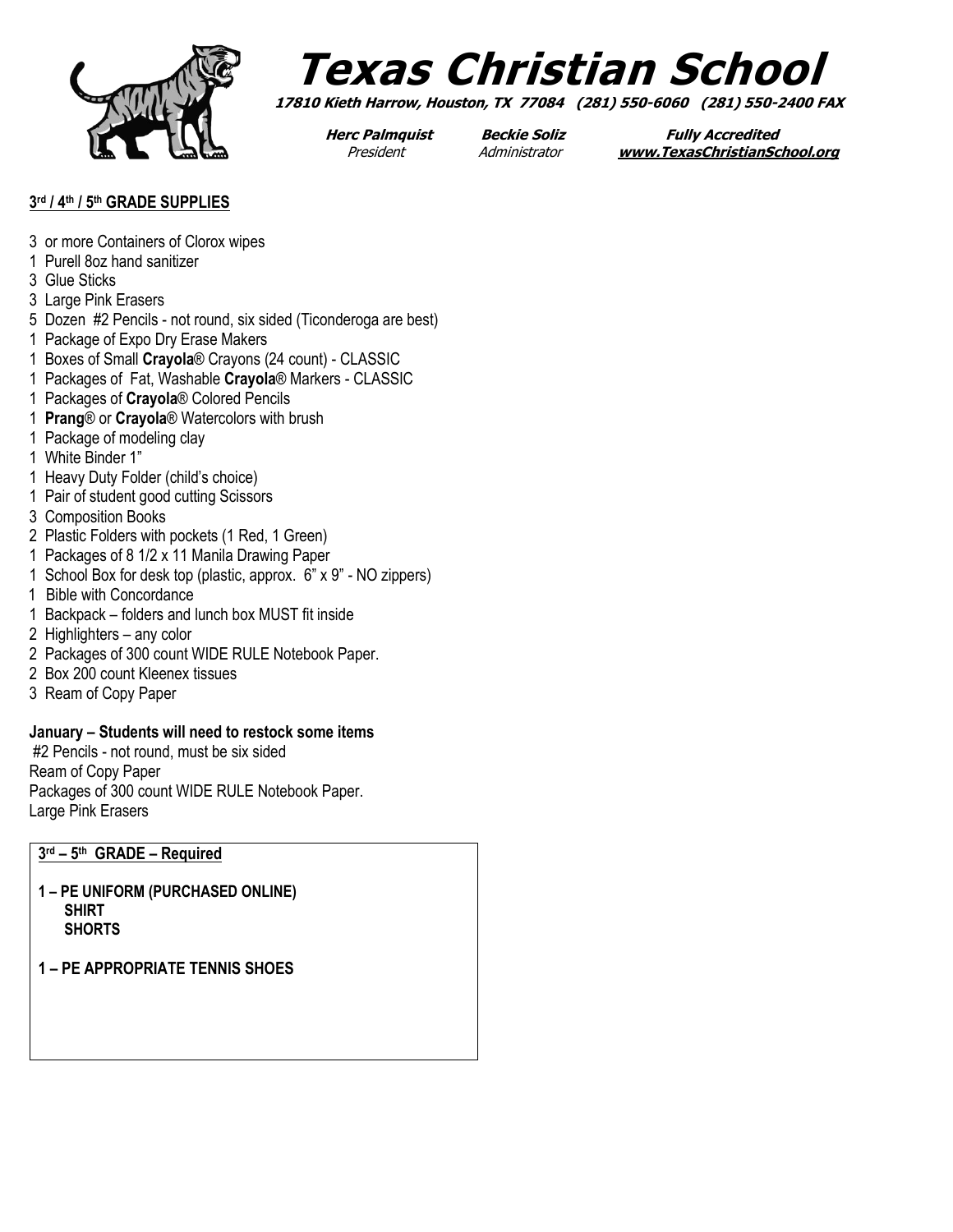# Texas Christian School

**17810 Kieth Harrow, Houston, TX 77084 (281) 550-6060 (281) 550-2400 FAX**

**Herc Palmquist** *President* | **Beckie Soliz** *Administrator* | **Fully Accredited** **www.TexasChristianSchool.org**

## 3rd / 4th / 5th GRADE SUPPLIES

3 or more Containers of Clorox wipes
1 Purell 8oz hand sanitizer
3 Glue Sticks
3 Large Pink Erasers
5 Dozen #2 Pencils - not round, six sided (Ticonderoga are best)
1 Package of Expo Dry Erase Makers
1 Boxes of Small **Crayola**® Crayons (24 count) - CLASSIC
1 Packages of Fat, Washable **Crayola**® Markers - CLASSIC
1 Packages of **Crayola**® Colored Pencils
1 **Prang**® or **Crayola**® Watercolors with brush
1 Package of modeling clay
1 White Binder 1"
1 Heavy Duty Folder (child's choice)
1 Pair of student good cutting Scissors
3 Composition Books
2 Plastic Folders with pockets (1 Red, 1 Green)
1 Packages of 8 1/2 x 11 Manila Drawing Paper
1 School Box for desk top (plastic, approx. 6" x 9" - NO zippers)
1 Bible with Concordance
1 Backpack – folders and lunch box MUST fit inside
2 Highlighters – any color
2 Packages of 300 count WIDE RULE Notebook Paper.
2 Box 200 count Kleenex tissues
3 Ream of Copy Paper

**January – Students will need to restock some items**

#2 Pencils - not round, must be six sided
Ream of Copy Paper
Packages of 300 count WIDE RULE Notebook Paper.
Large Pink Erasers

**3rd – 5th GRADE – Required**

**1 – PE UNIFORM (PURCHASED ONLINE)**
**SHIRT**
**SHORTS**

**1 – PE APPROPRIATE TENNIS SHOES**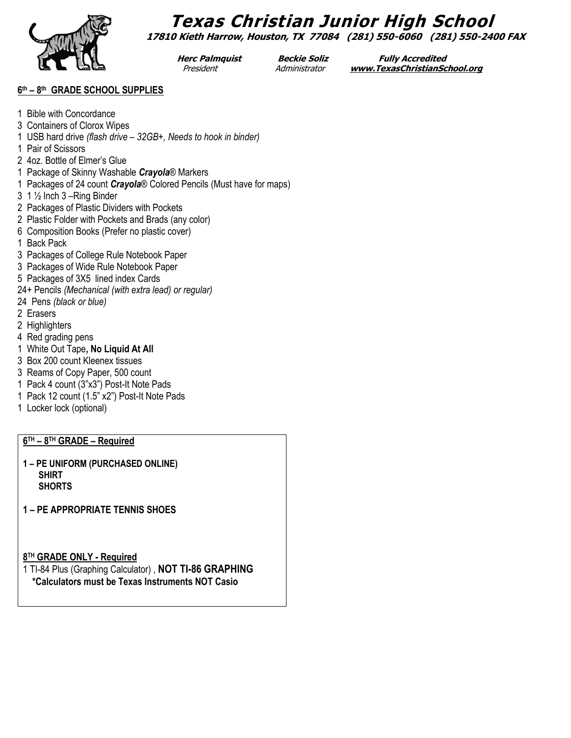# Texas Christian Junior High School

**17810 Kieth Harrow, Houston, TX 77084 (281) 550-6060 (281) 550-2400 FAX**

**Herc Palmquist** — *President*
**Beckie Soliz** — *Administrator*
**Fully Accredited** — **www.TexasChristianSchool.org**

## 6th – 8th GRADE SCHOOL SUPPLIES

1 Bible with Concordance
3 Containers of Clorox Wipes
1 USB hard drive *(flash drive – 32GB+, Needs to hook in binder)*
1 Pair of Scissors
2 4oz. Bottle of Elmer's Glue
1 Package of Skinny Washable ***Crayola***® Markers
1 Packages of 24 count ***Crayola***® Colored Pencils (Must have for maps)
3 1 ½ Inch 3 –Ring Binder
2 Packages of Plastic Dividers with Pockets
2 Plastic Folder with Pockets and Brads (any color)
6 Composition Books (Prefer no plastic cover)
1 Back Pack
3 Packages of College Rule Notebook Paper
3 Packages of Wide Rule Notebook Paper
5 Packages of 3X5 lined index Cards
24+ Pencils *(Mechanical (with extra lead) or regular)*
24 Pens *(black or blue)*
2 Erasers
2 Highlighters
4 Red grading pens
1 White Out Tape**, No Liquid At All**
3 Box 200 count Kleenex tissues
3 Reams of Copy Paper, 500 count
1 Pack 4 count (3"x3") Post-It Note Pads
1 Pack 12 count (1.5" x2") Post-It Note Pads
1 Locker lock (optional)

**6TH – 8TH GRADE – Required**

**1 – PE UNIFORM (PURCHASED ONLINE)**
**SHIRT**
**SHORTS**

**1 – PE APPROPRIATE TENNIS SHOES**

**8TH GRADE ONLY - Required**

1 TI-84 Plus (Graphing Calculator) , **NOT TI-86 GRAPHING**
**\*Calculators must be Texas Instruments NOT Casio**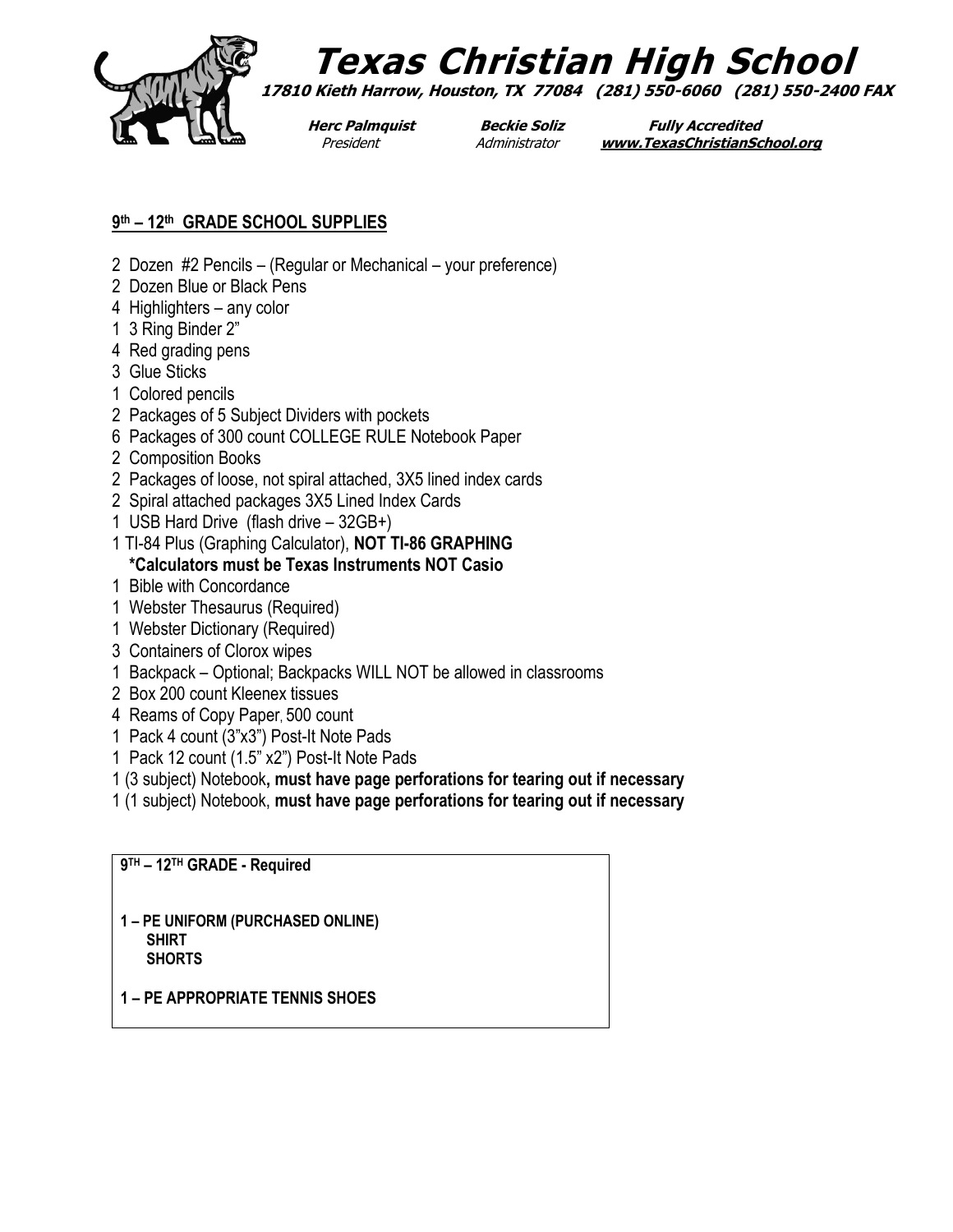# Texas Christian High School

**17810 Kieth Harrow, Houston, TX 77084 (281) 550-6060 (281) 550-2400 FAX**

**Herc Palmquist** — *President*
**Beckie Soliz** — *Administrator*
**Fully Accredited** — **www.TexasChristianSchool.org**

## 9th – 12th GRADE SCHOOL SUPPLIES

2 Dozen #2 Pencils – (Regular or Mechanical – your preference)
2 Dozen Blue or Black Pens
4 Highlighters – any color
1 3 Ring Binder 2”
4 Red grading pens
3 Glue Sticks
1 Colored pencils
2 Packages of 5 Subject Dividers with pockets
6 Packages of 300 count COLLEGE RULE Notebook Paper
2 Composition Books
2 Packages of loose, not spiral attached, 3X5 lined index cards
2 Spiral attached packages 3X5 Lined Index Cards
1 USB Hard Drive (flash drive – 32GB+)
1 TI-84 Plus (Graphing Calculator), **NOT TI-86 GRAPHING**
**\*Calculators must be Texas Instruments NOT Casio**
1 Bible with Concordance
1 Webster Thesaurus (Required)
1 Webster Dictionary (Required)
3 Containers of Clorox wipes
1 Backpack – Optional; Backpacks WILL NOT be allowed in classrooms
2 Box 200 count Kleenex tissues
4 Reams of Copy Paper, 500 count
1 Pack 4 count (3”x3”) Post-It Note Pads
1 Pack 12 count (1.5” x2”) Post-It Note Pads
1 (3 subject) Notebook**, must have page perforations for tearing out if necessary**
1 (1 subject) Notebook, **must have page perforations for tearing out if necessary**

**9TH – 12TH GRADE - Required**

**1 – PE UNIFORM (PURCHASED ONLINE)**
**SHIRT**
**SHORTS**

**1 – PE APPROPRIATE TENNIS SHOES**